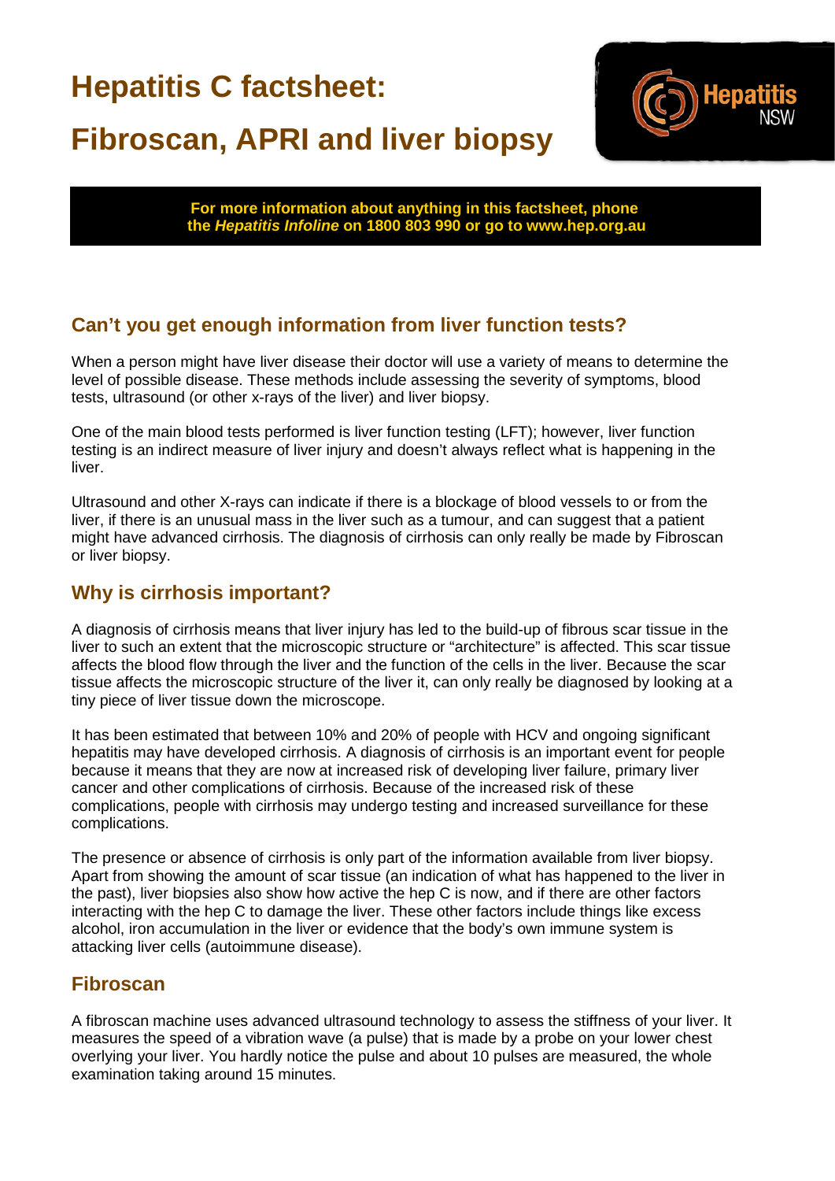# Hepatitis C factsheet:

# Fibroscan, APRI and liver biopsy

Hepatitis NSW

**For more information about anything in this factsheet, phone the *Hepatitis Infoline* on 1800 803 990 or go to www.hep.org.au**

## Can't you get enough information from liver function tests?

When a person might have liver disease their doctor will use a variety of means to determine the level of possible disease. These methods include assessing the severity of symptoms, blood tests, ultrasound (or other x-rays of the liver) and liver biopsy.

One of the main blood tests performed is liver function testing (LFT); however, liver function testing is an indirect measure of liver injury and doesn't always reflect what is happening in the liver.

Ultrasound and other X-rays can indicate if there is a blockage of blood vessels to or from the liver, if there is an unusual mass in the liver such as a tumour, and can suggest that a patient might have advanced cirrhosis. The diagnosis of cirrhosis can only really be made by Fibroscan or liver biopsy.

## Why is cirrhosis important?

A diagnosis of cirrhosis means that liver injury has led to the build-up of fibrous scar tissue in the liver to such an extent that the microscopic structure or "architecture" is affected. This scar tissue affects the blood flow through the liver and the function of the cells in the liver. Because the scar tissue affects the microscopic structure of the liver it, can only really be diagnosed by looking at a tiny piece of liver tissue down the microscope.

It has been estimated that between 10% and 20% of people with HCV and ongoing significant hepatitis may have developed cirrhosis. A diagnosis of cirrhosis is an important event for people because it means that they are now at increased risk of developing liver failure, primary liver cancer and other complications of cirrhosis. Because of the increased risk of these complications, people with cirrhosis may undergo testing and increased surveillance for these complications.

The presence or absence of cirrhosis is only part of the information available from liver biopsy. Apart from showing the amount of scar tissue (an indication of what has happened to the liver in the past), liver biopsies also show how active the hep C is now, and if there are other factors interacting with the hep C to damage the liver. These other factors include things like excess alcohol, iron accumulation in the liver or evidence that the body's own immune system is attacking liver cells (autoimmune disease).

## Fibroscan

A fibroscan machine uses advanced ultrasound technology to assess the stiffness of your liver. It measures the speed of a vibration wave (a pulse) that is made by a probe on your lower chest overlying your liver. You hardly notice the pulse and about 10 pulses are measured, the whole examination taking around 15 minutes.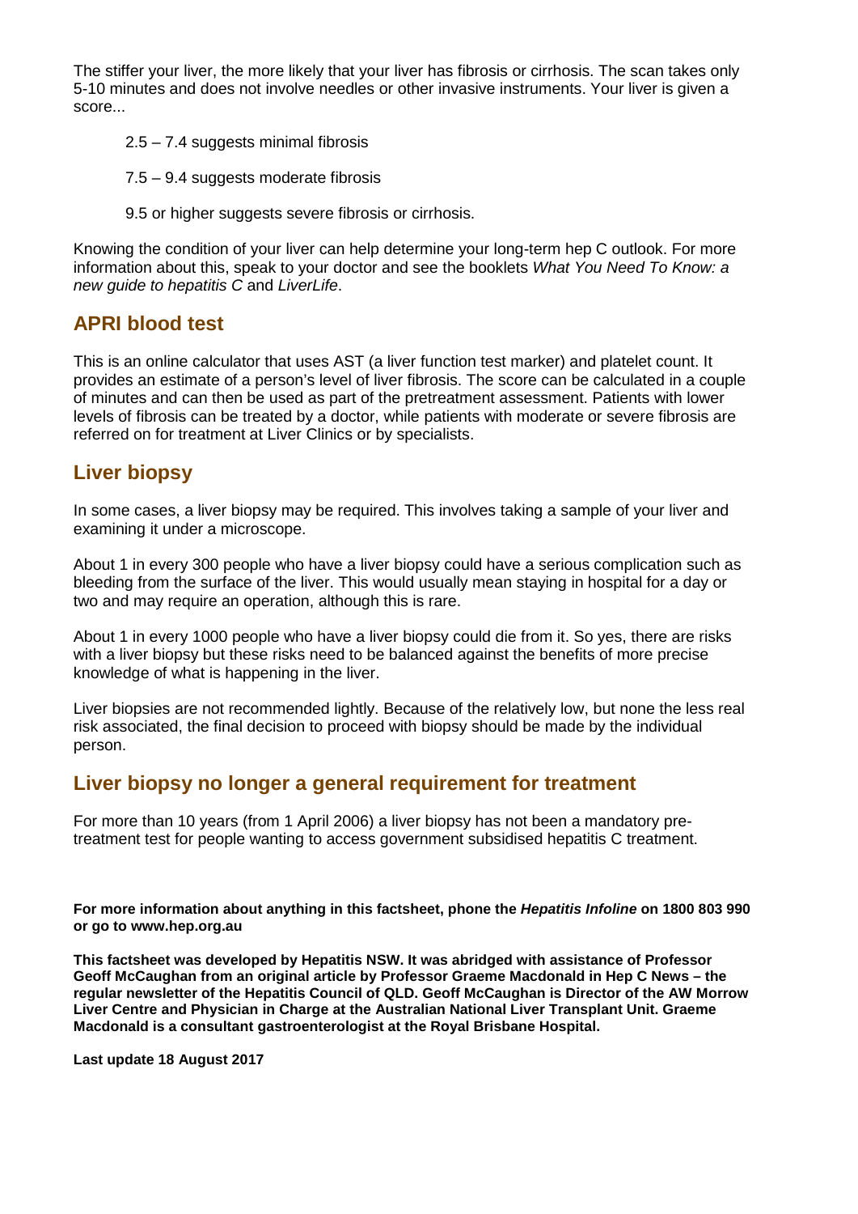The stiffer your liver, the more likely that your liver has fibrosis or cirrhosis. The scan takes only 5-10 minutes and does not involve needles or other invasive instruments. Your liver is given a score...

2.5 – 7.4 suggests minimal fibrosis

7.5 – 9.4 suggests moderate fibrosis

9.5 or higher suggests severe fibrosis or cirrhosis.

Knowing the condition of your liver can help determine your long-term hep C outlook. For more information about this, speak to your doctor and see the booklets *What You Need To Know: a new guide to hepatitis C* and *LiverLife*.

## APRI blood test

This is an online calculator that uses AST (a liver function test marker) and platelet count. It provides an estimate of a person's level of liver fibrosis. The score can be calculated in a couple of minutes and can then be used as part of the pretreatment assessment. Patients with lower levels of fibrosis can be treated by a doctor, while patients with moderate or severe fibrosis are referred on for treatment at Liver Clinics or by specialists.

## Liver biopsy

In some cases, a liver biopsy may be required. This involves taking a sample of your liver and examining it under a microscope.

About 1 in every 300 people who have a liver biopsy could have a serious complication such as bleeding from the surface of the liver. This would usually mean staying in hospital for a day or two and may require an operation, although this is rare.

About 1 in every 1000 people who have a liver biopsy could die from it. So yes, there are risks with a liver biopsy but these risks need to be balanced against the benefits of more precise knowledge of what is happening in the liver.

Liver biopsies are not recommended lightly. Because of the relatively low, but none the less real risk associated, the final decision to proceed with biopsy should be made by the individual person.

## Liver biopsy no longer a general requirement for treatment

For more than 10 years (from 1 April 2006) a liver biopsy has not been a mandatory pre-treatment test for people wanting to access government subsidised hepatitis C treatment.

**For more information about anything in this factsheet, phone the *Hepatitis Infoline* on 1800 803 990 or go to www.hep.org.au**

**This factsheet was developed by Hepatitis NSW. It was abridged with assistance of Professor Geoff McCaughan from an original article by Professor Graeme Macdonald in Hep C News – the regular newsletter of the Hepatitis Council of QLD. Geoff McCaughan is Director of the AW Morrow Liver Centre and Physician in Charge at the Australian National Liver Transplant Unit. Graeme Macdonald is a consultant gastroenterologist at the Royal Brisbane Hospital.**

**Last update 18 August 2017**